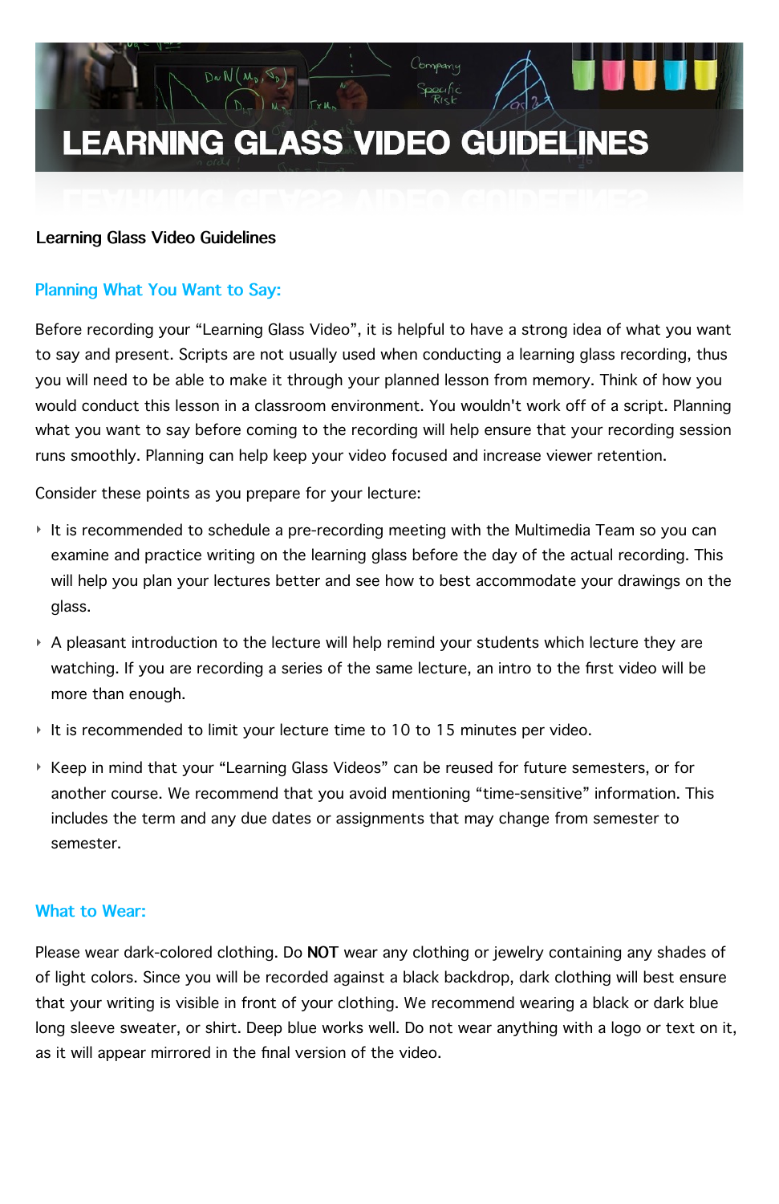# LEARNING GLASS VIDEO GUIDELINES

Learning Glass Video Guidelines

## Planning What You Want to Say:

Before recording your "Learning Glass Video", it is helpful to have a strong idea of what you want to say and present. Scripts are not usually used when conducting a learning glass recording, thus you will need to be able to make it through your planned lesson from memory. Think of how you would conduct this lesson in a classroom environment. You wouldn't work off of a script. Planning what you want to say before coming to the recording will help ensure that your recording session runs smoothly. Planning can help keep your video focused and increase viewer retention.

Consider these points as you prepare for your lecture:

- It is recommended to schedule a pre-recording meeting with the Multimedia Team so you can examine and practice writing on the learning glass before the day of the actual recording. This will help you plan your lectures better and see how to best accommodate your drawings on the glass.
- A pleasant introduction to the lecture will help remind your students which lecture they are watching. If you are recording a series of the same lecture, an intro to the first video will be more than enough.
- It is recommended to limit your lecture time to 10 to 15 minutes per video.
- Keep in mind that your "Learning Glass Videos" can be reused for future semesters, or for another course. We recommend that you avoid mentioning "time-sensitive" information. This includes the term and any due dates or assignments that may change from semester to semester.

## What to Wear:

Please wear dark-colored clothing. Do **NOT** wear any clothing or jewelry containing any shades of of light colors. Since you will be recorded against a black backdrop, dark clothing will best ensure that your writing is visible in front of your clothing. We recommend wearing a black or dark blue long sleeve sweater, or shirt. Deep blue works well. Do not wear anything with a logo or text on it, as it will appear mirrored in the final version of the video.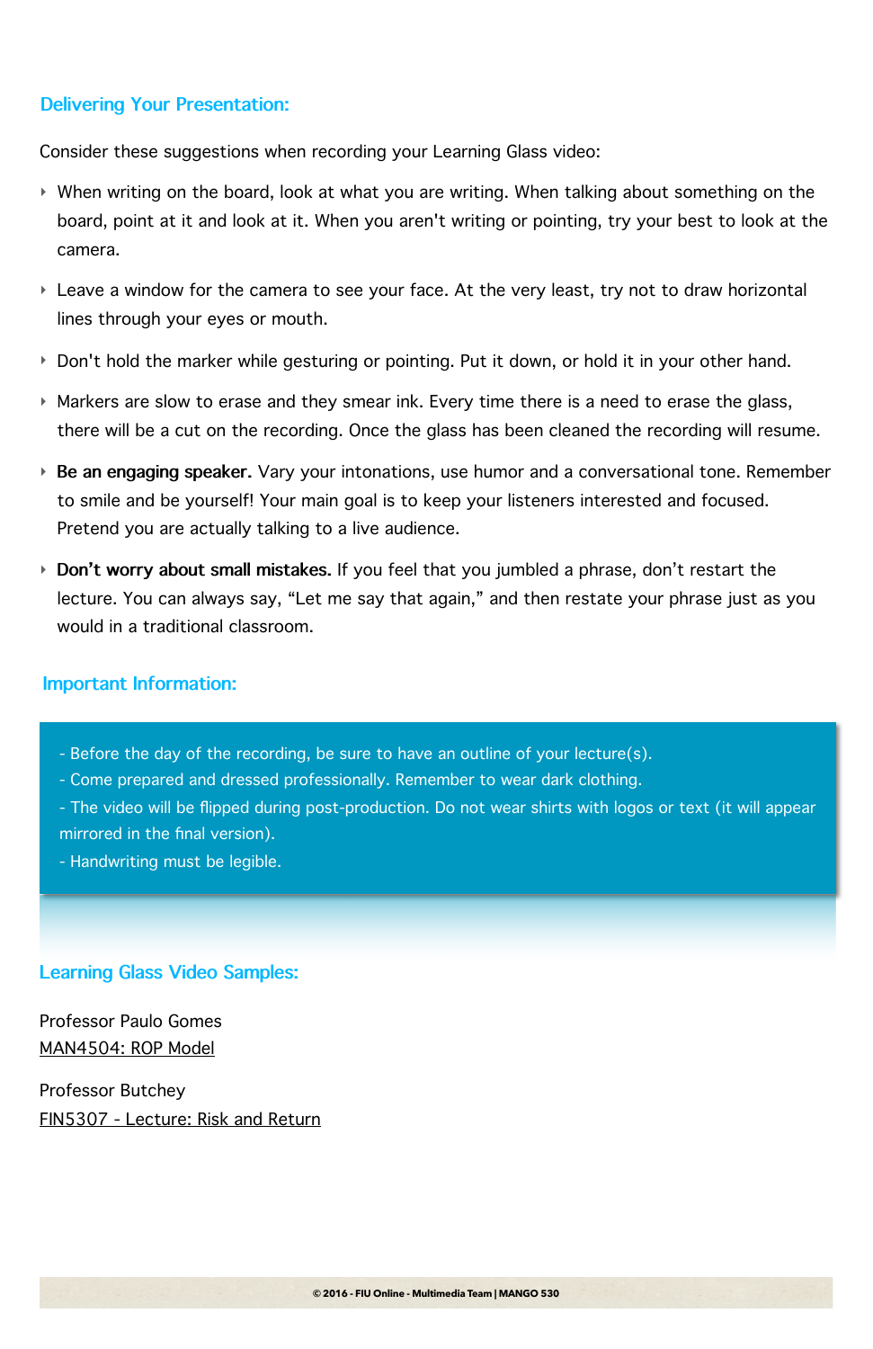## Delivering Your Presentation:

Consider these suggestions when recording your Learning Glass video:

- When writing on the board, look at what you are writing. When talking about something on the board, point at it and look at it. When you aren't writing or pointing, try your best to look at the camera.
- Leave a window for the camera to see your face. At the very least, try not to draw horizontal lines through your eyes or mouth.
- Don't hold the marker while gesturing or pointing. Put it down, or hold it in your other hand.
- Markers are slow to erase and they smear ink. Every time there is a need to erase the glass, there will be a cut on the recording. Once the glass has been cleaned the recording will resume.
- **Be an engaging speaker.** Vary your intonations, use humor and a conversational tone. Remember to smile and be yourself! Your main goal is to keep your listeners interested and focused. Pretend you are actually talking to a live audience.
- **Don't worry about small mistakes.** If you feel that you jumbled a phrase, don't restart the lecture. You can always say, "Let me say that again," and then restate your phrase just as you would in a traditional classroom.

## Important Information:

- Before the day of the recording, be sure to have an outline of your lecture(s).
- Come prepared and dressed professionally. Remember to wear dark clothing.
- The video will be flipped during post-production. Do not wear shirts with logos or text (it will appear mirrored in the final version).
- Handwriting must be legible.

## Learning Glass Video Samples:

Professor Paulo Gomes
MAN4504: ROP Model

Professor Butchey
FIN5307 - Lecture: Risk and Return